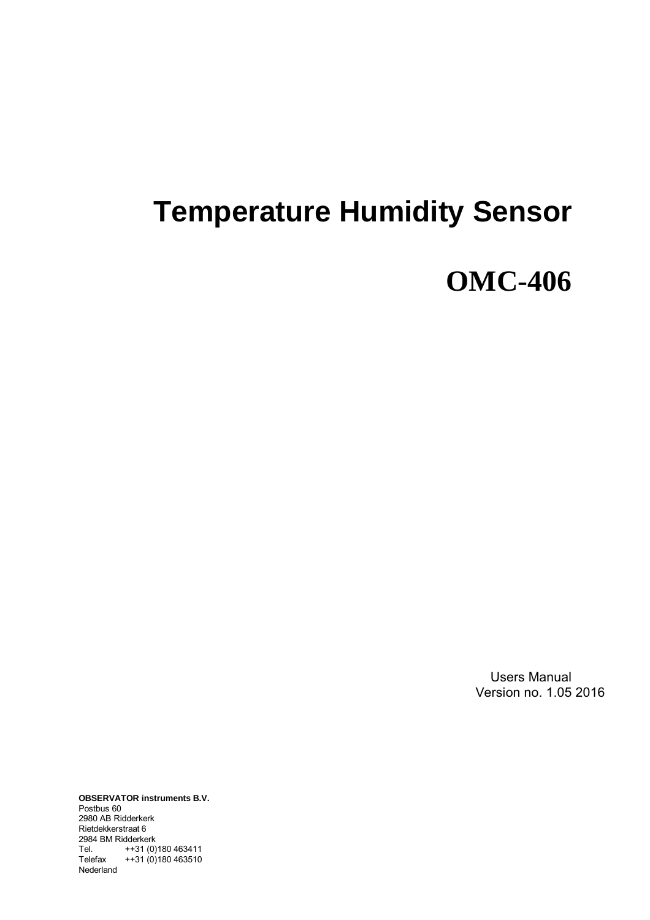# Temperature Humidity Sensor

# OMC-406

Users Manual
Version no. 1.05 2016

**OBSERVATOR instruments B.V.**
Postbus 60
2980 AB Ridderkerk
Rietdekkerstraat 6
2984 BM Ridderkerk
Tel. ++31 (0)180 463411
Telefax ++31 (0)180 463510
Nederland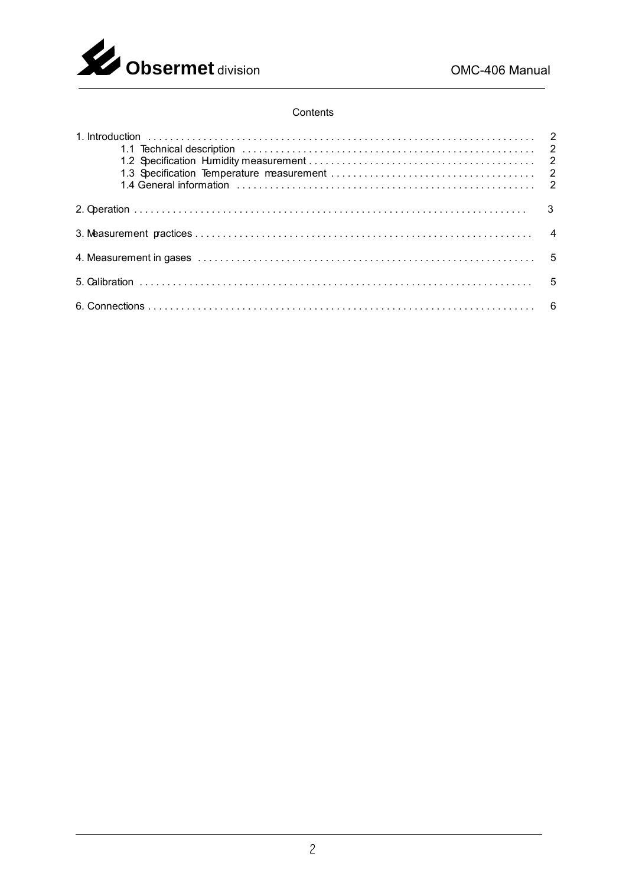Contents

1. Introduction . . . . . . . . . . . . . . . . . . . . . . . . . . . . . . . . . . . . . . . . . . . . . . . . . . . . . . . . . . . . . . . . . . . . 2
   - 1.1 Technical description . . . . . . . . . . . . . . . . . . . . . . . . . . . . . . . . . . . . . . . . . . . . . . . . . . . . 2
   - 1.2 Specification Humidity measurement . . . . . . . . . . . . . . . . . . . . . . . . . . . . . . . . . . . . . . . . . 2
   - 1.3 Specification Temperature measurement . . . . . . . . . . . . . . . . . . . . . . . . . . . . . . . . . . . . 2
   - 1.4 General information . . . . . . . . . . . . . . . . . . . . . . . . . . . . . . . . . . . . . . . . . . . . . . . . . . . . . 2

2. Operation . . . . . . . . . . . . . . . . . . . . . . . . . . . . . . . . . . . . . . . . . . . . . . . . . . . . . . . . . . . . . . . . . . . . . 3

3. Measurement practices . . . . . . . . . . . . . . . . . . . . . . . . . . . . . . . . . . . . . . . . . . . . . . . . . . . . . . . . . . . 4

4. Measurement in gases . . . . . . . . . . . . . . . . . . . . . . . . . . . . . . . . . . . . . . . . . . . . . . . . . . . . . . . . . . . 5

5. Calibration . . . . . . . . . . . . . . . . . . . . . . . . . . . . . . . . . . . . . . . . . . . . . . . . . . . . . . . . . . . . . . . . . . . . . 5

6. Connections . . . . . . . . . . . . . . . . . . . . . . . . . . . . . . . . . . . . . . . . . . . . . . . . . . . . . . . . . . . . . . . . . . . . 6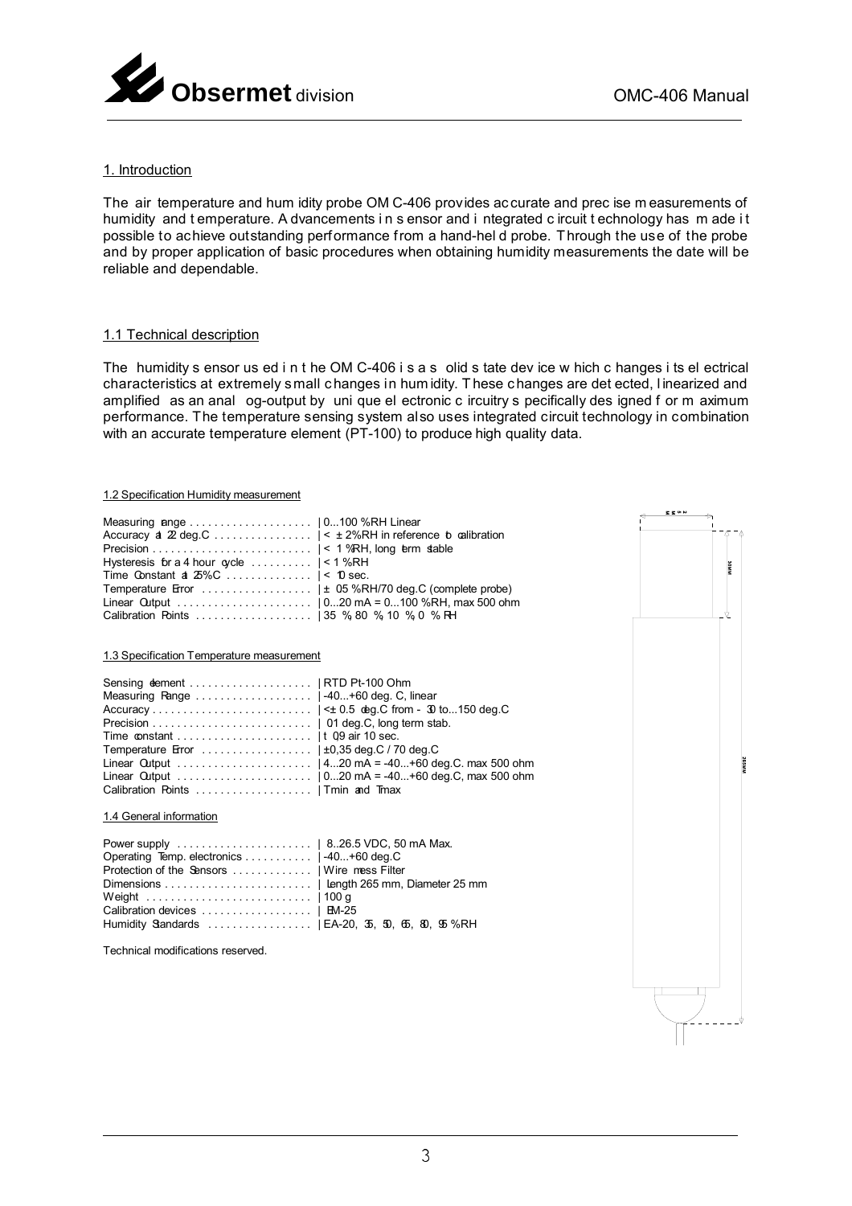## 1. Introduction

The air temperature and humidity probe OMC-406 provides accurate and precise measurements of humidity and temperature. Advancements in sensor and integrated circuit technology has made it possible to achieve outstanding performance from a hand-held probe. Through the use of the probe and by proper application of basic procedures when obtaining humidity measurements the date will be reliable and dependable.

### 1.1 Technical description

The humidity sensor used in the OMC-406 is a solid state device which changes its electrical characteristics at extremely small changes in humidity. These changes are detected, linearized and amplified as an analog-output by unique electronic circuitry specifically designed for maximum performance. The temperature sensing system also uses integrated circuit technology in combination with an accurate temperature element (PT-100) to produce high quality data.

#### 1.2 Specification Humidity measurement

| | |
|---|---|
| Measuring range | 0...100 %RH Linear |
| Accuracy at 22 deg.C | < ± 2%RH in reference to calibration |
| Precision | < 1 %RH, long term stable |
| Hysteresis for a 4 hour cycle | < 1 %RH |
| Time Constant at 25%C | < 10 sec. |
| Temperature Error | ± 05 %RH/70 deg.C (complete probe) |
| Linear Output | 0...20 mA = 0...100 %RH, max 500 ohm |
| Calibration Points | 35 %, 80 %, 10 %, 0 % RH |

#### 1.3 Specification Temperature measurement

| | |
|---|---|
| Sensing element | RTD Pt-100 Ohm |
| Measuring Range | -40...+60 deg. C, linear |
| Accuracy | <± 0.5 deg.C from - 30 to...150 deg.C |
| Precision | 01 deg.C, long term stab. |
| Time constant | t 09 air 10 sec. |
| Temperature Error | ±0,35 deg.C / 70 deg.C |
| Linear Output | 4...20 mA = -40...+60 deg.C. max 500 ohm |
| Linear Output | 0...20 mA = -40...+60 deg.C, max 500 ohm |
| Calibration Points | Tmin and Tmax |

#### 1.4 General information

| | |
|---|---|
| Power supply | 8..26.5 VDC, 50 mA Max. |
| Operating Temp. electronics | -40...+60 deg.C |
| Protection of the Sensors | Wire mess Filter |
| Dimensions | Length 265 mm, Diameter 25 mm |
| Weight | 100 g |
| Calibration devices | EM-25 |
| Humidity Standards | EA-20, 35, 50, 65, 80, 95 %RH |

Technical modifications reserved.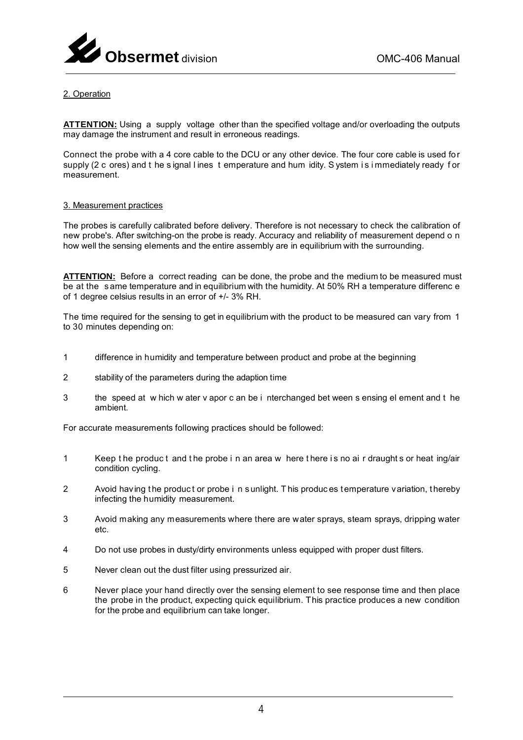## 2. Operation

**ATTENTION:** Using a supply voltage other than the specified voltage and/or overloading the outputs may damage the instrument and result in erroneous readings.

Connect the probe with a 4 core cable to the DCU or any other device. The four core cable is used for supply (2 cores) and the signal lines temperature and humidity. System is immediately ready for measurement.

## 3. Measurement practices

The probes is carefully calibrated before delivery. Therefore is not necessary to check the calibration of new probe's. After switching-on the probe is ready. Accuracy and reliability of measurement depend on how well the sensing elements and the entire assembly are in equilibrium with the surrounding.

**ATTENTION:** Before a correct reading can be done, the probe and the medium to be measured must be at the same temperature and in equilibrium with the humidity. At 50% RH a temperature difference of 1 degree celsius results in an error of +/- 3% RH.

The time required for the sensing to get in equilibrium with the product to be measured can vary from 1 to 30 minutes depending on:

1. difference in humidity and temperature between product and probe at the beginning
2. stability of the parameters during the adaption time
3. the speed at which water vapor can be interchanged between sensing element and the ambient.

For accurate measurements following practices should be followed:

1. Keep the product and the probe in an area where there is no air draughts or heating/air condition cycling.
2. Avoid having the product or probe in sunlight. This produces temperature variation, thereby infecting the humidity measurement.
3. Avoid making any measurements where there are water sprays, steam sprays, dripping water etc.
4. Do not use probes in dusty/dirty environments unless equipped with proper dust filters.
5. Never clean out the dust filter using pressurized air.
6. Never place your hand directly over the sensing element to see response time and then place the probe in the product, expecting quick equilibrium. This practice produces a new condition for the probe and equilibrium can take longer.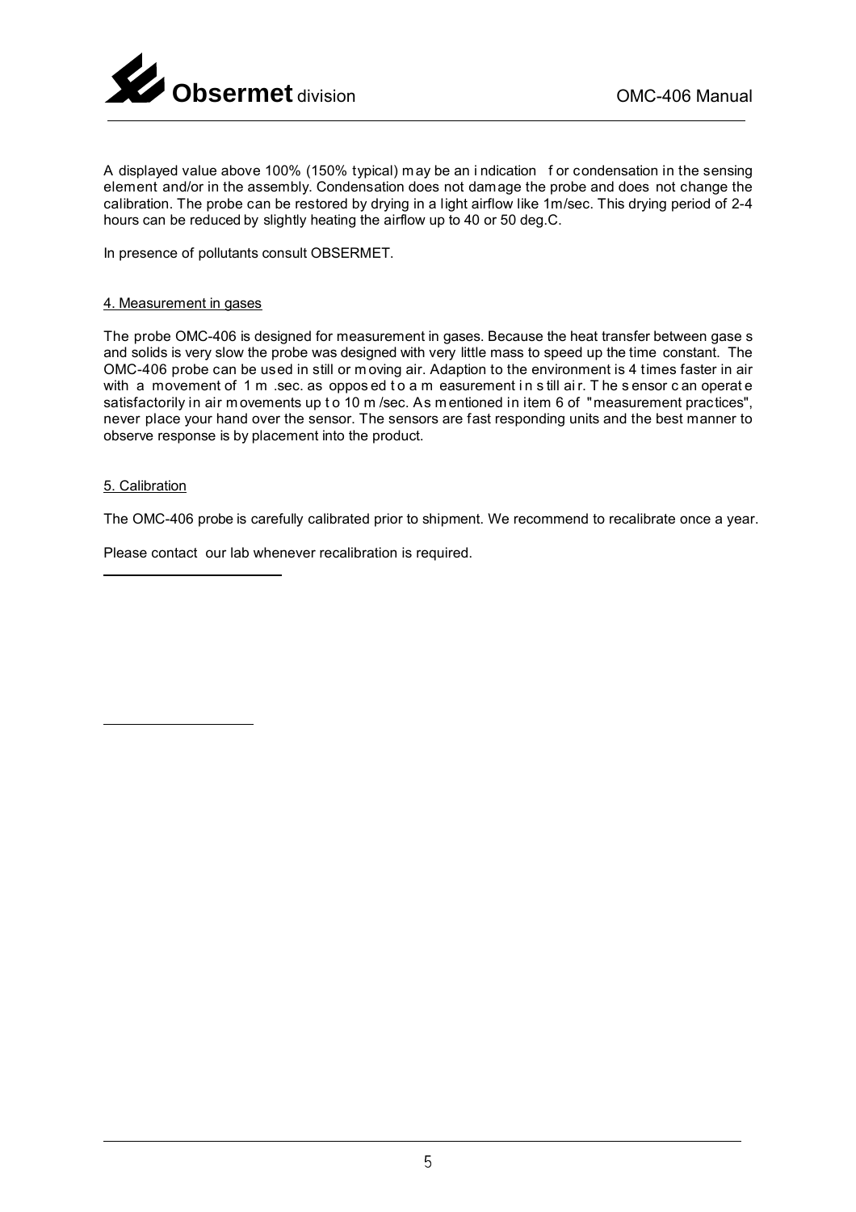A displayed value above 100% (150% typical) may be an indication for condensation in the sensing element and/or in the assembly. Condensation does not damage the probe and does not change the calibration. The probe can be restored by drying in a light airflow like 1m/sec. This drying period of 2-4 hours can be reduced by slightly heating the airflow up to 40 or 50 deg.C.

In presence of pollutants consult OBSERMET.

## 4. Measurement in gases

The probe OMC-406 is designed for measurement in gases. Because the heat transfer between gases and solids is very slow the probe was designed with very little mass to speed up the time constant. The OMC-406 probe can be used in still or moving air. Adaption to the environment is 4 times faster in air with a movement of 1 m .sec. as opposed to a measurement in still air. The sensor can operate satisfactorily in air movements up to 10 m /sec. As mentioned in item 6 of "measurement practices", never place your hand over the sensor. The sensors are fast responding units and the best manner to observe response is by placement into the product.

## 5. Calibration

The OMC-406 probe is carefully calibrated prior to shipment. We recommend to recalibrate once a year.

Please contact our lab whenever recalibration is required.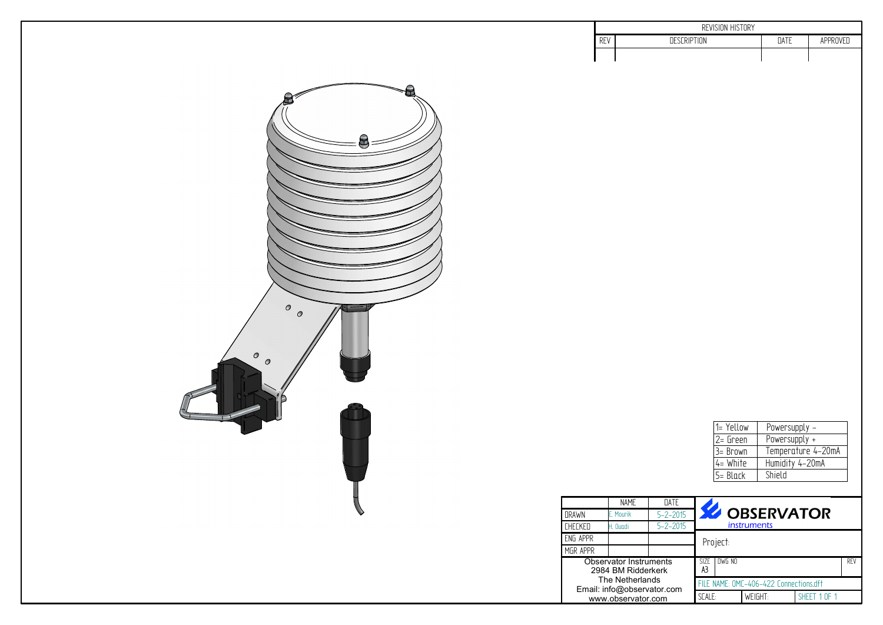| REVISION HISTORY | | | |
|---|---|---|---|
| REV | DESCRIPTION | DATE | APPROVED |
| | | | |

| | |
|---|---|
| 1= Yellow | Powersupply - |
| 2= Green | Powersupply + |
| 3= Brown | Temperature 4-20mA |
| 4= White | Humidity 4-20mA |
| 5= Black | Shield |

| | NAME | DATE |
|---|---|---|
| DRAWN | E. Mourik | 5-2-2015 |
| CHECKED | H. Ouadi | 5-2-2015 |
| ENG APPR | | |
| MGR APPR | | |

Observator Instruments
2984 BM Ridderkerk
The Netherlands
Email: info@observator.com
www.observator.com

**OBSERVATOR** instruments

Project:

| SIZE | DWG NO | REV |
|---|---|---|
| A3 | | |

FILE NAME: OMC-406-422 Connections.dft

| SCALE: | WEIGHT: | SHEET 1 OF 1 |
|---|---|---|